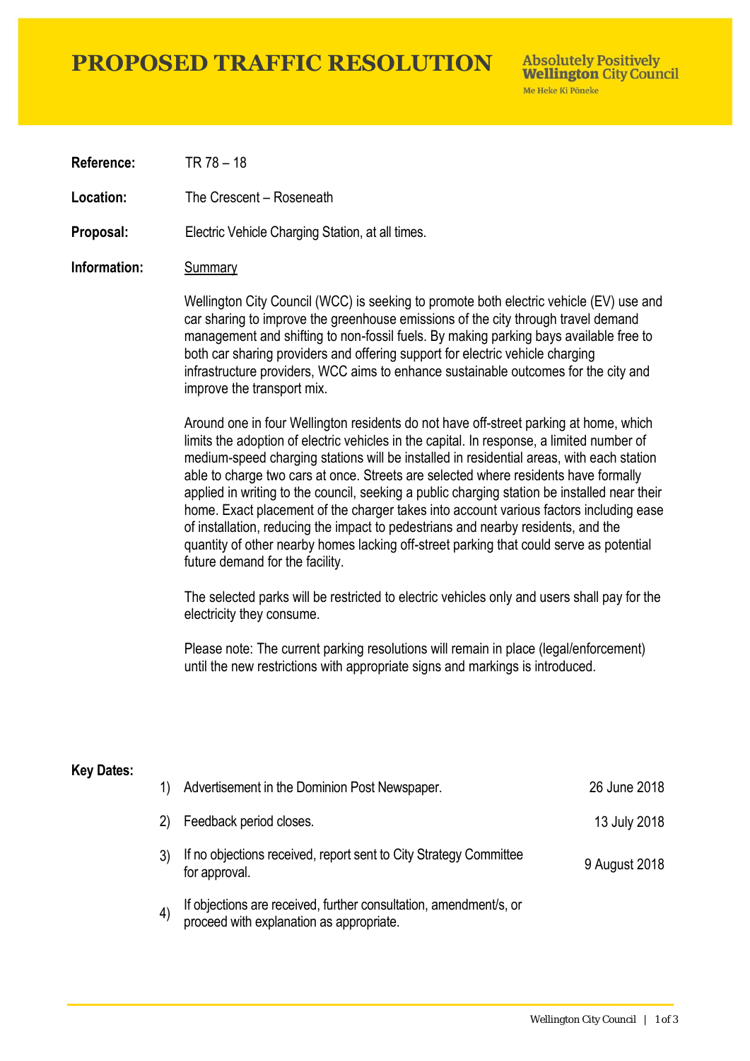# PROPOSED TRAFFIC RESOLUTION

Absolutely Positively **Wellington** City Council
Me Heke Ki Pōneke

**Reference:** TR 78 – 18

**Location:** The Crescent – Roseneath

**Proposal:** Electric Vehicle Charging Station, at all times.

**Information:** Summary

Wellington City Council (WCC) is seeking to promote both electric vehicle (EV) use and car sharing to improve the greenhouse emissions of the city through travel demand management and shifting to non-fossil fuels. By making parking bays available free to both car sharing providers and offering support for electric vehicle charging infrastructure providers, WCC aims to enhance sustainable outcomes for the city and improve the transport mix.

Around one in four Wellington residents do not have off-street parking at home, which limits the adoption of electric vehicles in the capital. In response, a limited number of medium-speed charging stations will be installed in residential areas, with each station able to charge two cars at once. Streets are selected where residents have formally applied in writing to the council, seeking a public charging station be installed near their home. Exact placement of the charger takes into account various factors including ease of installation, reducing the impact to pedestrians and nearby residents, and the quantity of other nearby homes lacking off-street parking that could serve as potential future demand for the facility.

The selected parks will be restricted to electric vehicles only and users shall pay for the electricity they consume.

Please note: The current parking resolutions will remain in place (legal/enforcement) until the new restrictions with appropriate signs and markings is introduced.

**Key Dates:**

| | | |
|---|---|---|
| 1) | Advertisement in the Dominion Post Newspaper. | 26 June 2018 |
| 2) | Feedback period closes. | 13 July 2018 |
| 3) | If no objections received, report sent to City Strategy Committee for approval. | 9 August 2018 |
| 4) | If objections are received, further consultation, amendment/s, or proceed with explanation as appropriate. | |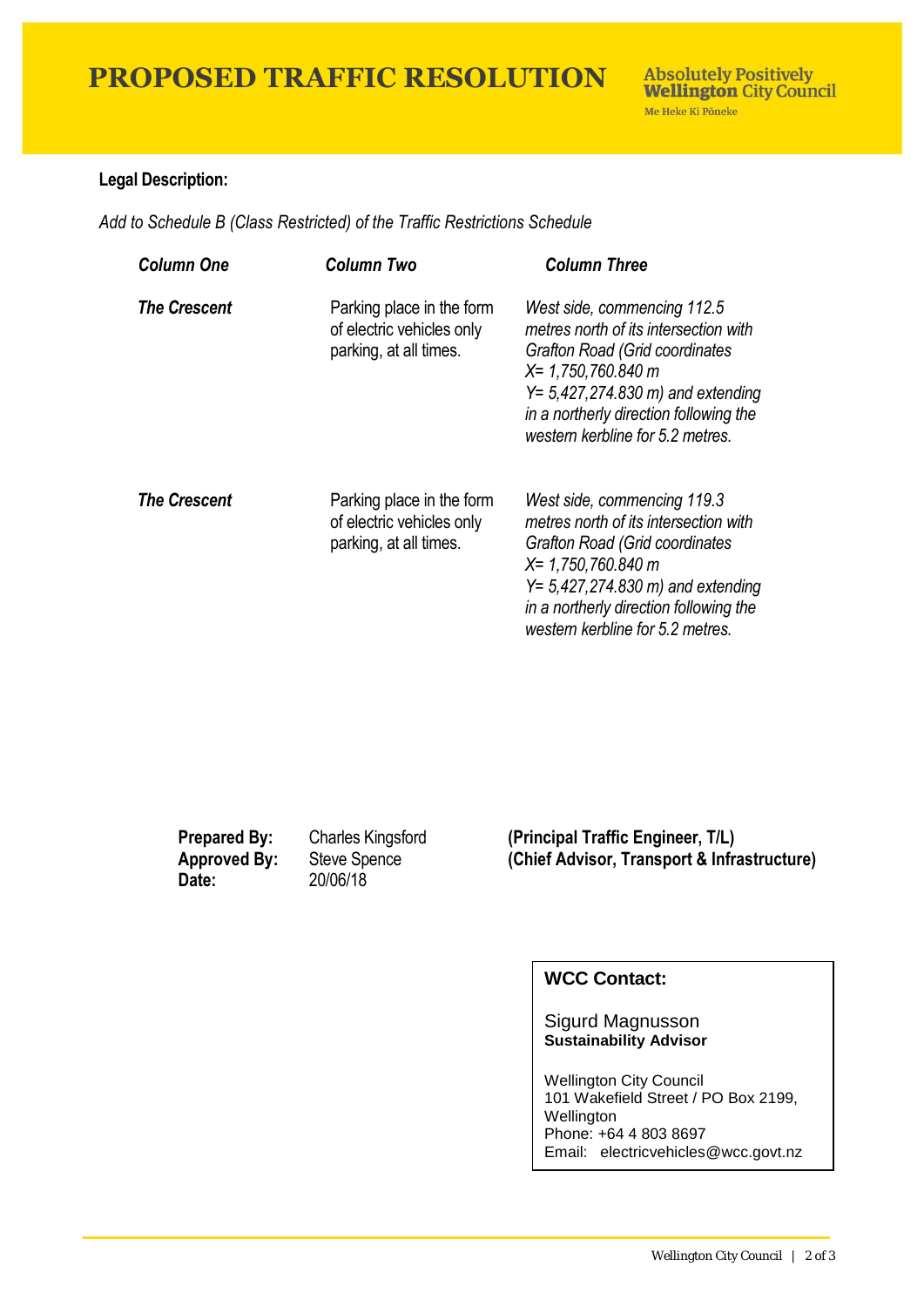# PROPOSED TRAFFIC RESOLUTION

**Legal Description:**

*Add to Schedule B (Class Restricted) of the Traffic Restrictions Schedule*

| *Column One* | *Column Two* | *Column Three* |
|---|---|---|
| ***The Crescent*** | Parking place in the form of electric vehicles only parking, at all times. | *West side, commencing 112.5 metres north of its intersection with Grafton Road (Grid coordinates X= 1,750,760.840 m Y= 5,427,274.830 m) and extending in a northerly direction following the western kerbline for 5.2 metres.* |
| ***The Crescent*** | Parking place in the form of electric vehicles only parking, at all times. | *West side, commencing 119.3 metres north of its intersection with Grafton Road (Grid coordinates X= 1,750,760.840 m Y= 5,427,274.830 m) and extending in a northerly direction following the western kerbline for 5.2 metres.* |

**Prepared By:** Charles Kingsford **(Principal Traffic Engineer, T/L)**
**Approved By:** Steve Spence **(Chief Advisor, Transport & Infrastructure)**
**Date:** 20/06/18

**WCC Contact:**

Sigurd Magnusson
**Sustainability Advisor**

Wellington City Council
101 Wakefield Street / PO Box 2199, Wellington
Phone: +64 4 803 8697
Email: electricvehicles@wcc.govt.nz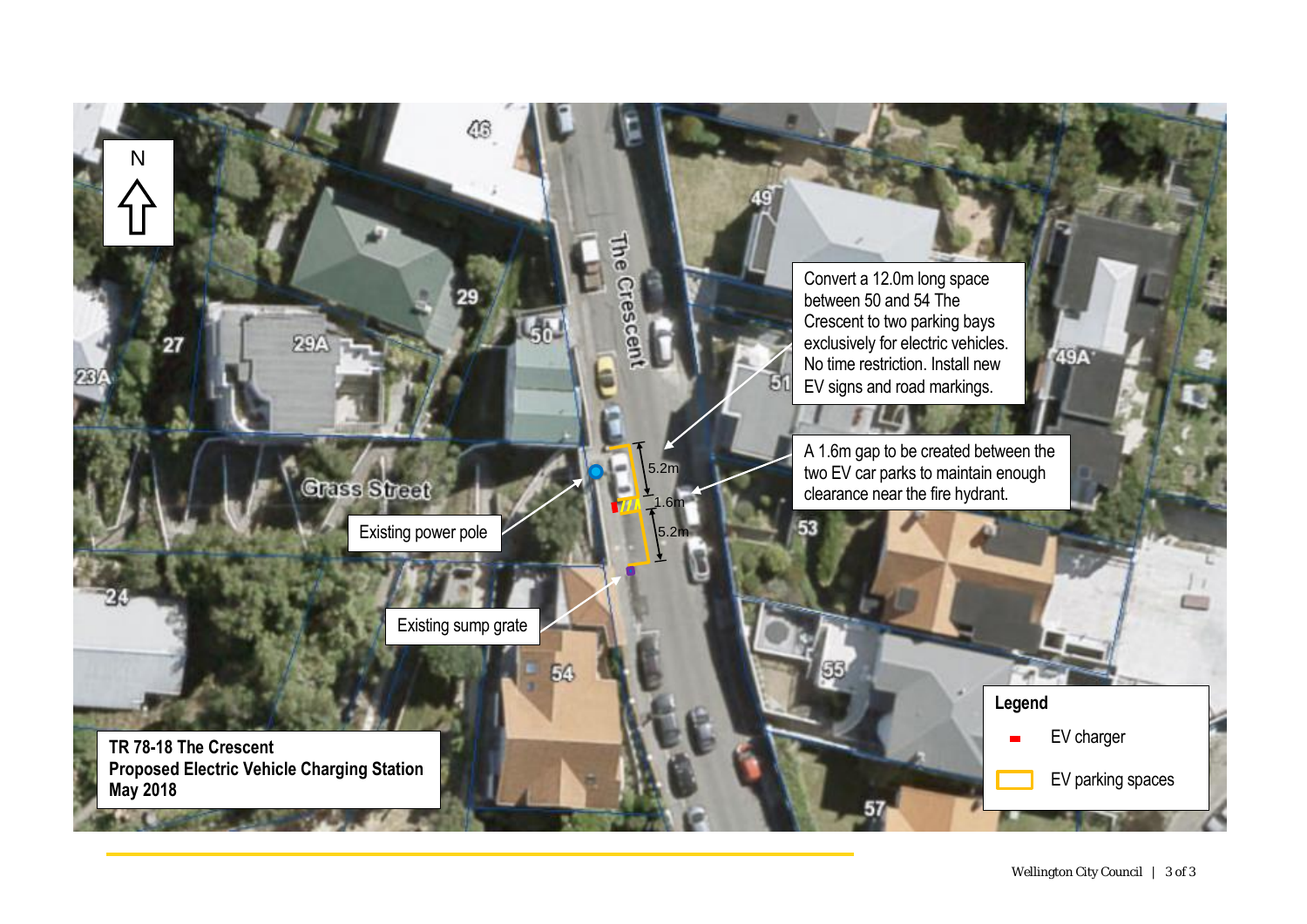N

Convert a 12.0m long space between 50 and 54 The Crescent to two parking bays exclusively for electric vehicles. No time restriction. Install new EV signs and road markings.

A 1.6m gap to be created between the two EV car parks to maintain enough clearance near the fire hydrant.

Existing power pole

Existing sump grate

5.2m

1.6m

5.2m

The Crescent

Grass Street

46

49

29

29A

27

23A

50

51

49A

53

24

54

55

57

**Legend**

EV charger

EV parking spaces

**TR 78-18 The Crescent**
**Proposed Electric Vehicle Charging Station**
**May 2018**